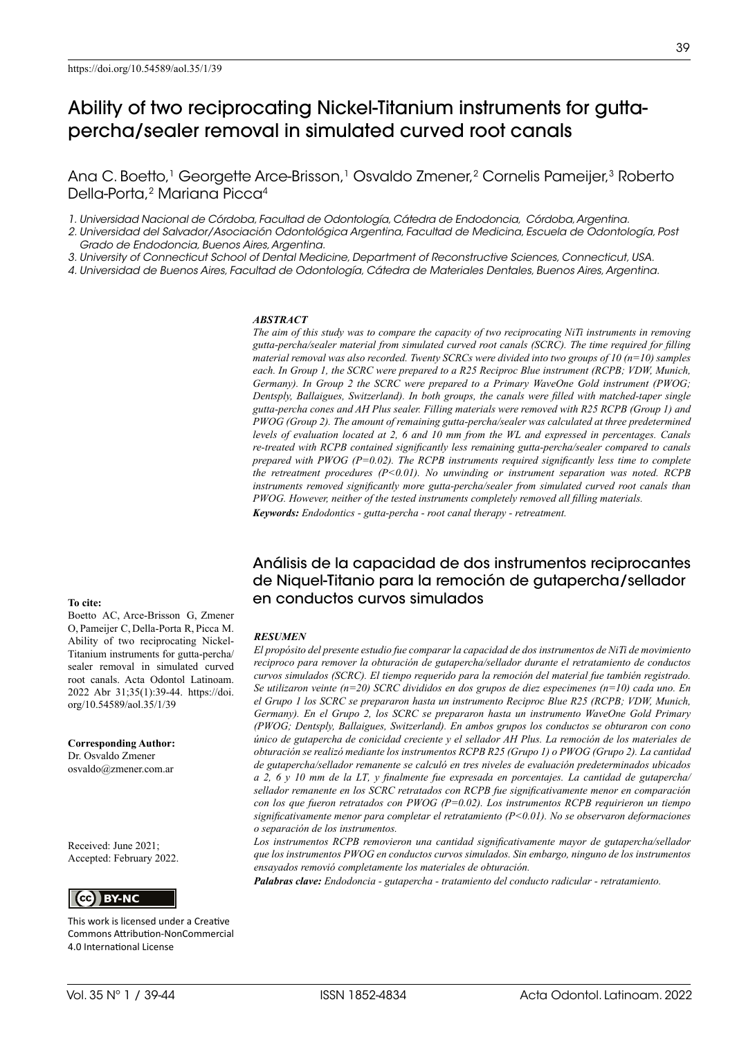https://doi.org/10.54589/aol.35/1/39

# Ability of two reciprocating Nickel-Titanium instruments for gutta-percha/sealer removal in simulated curved root canals

Ana C. Boetto,[1] Georgette Arce-Brisson,[1] Osvaldo Zmener,[2] Cornelis Pameijer,[3] Roberto Della-Porta,[2] Mariana Picca[4]

*1. Universidad Nacional de Córdoba, Facultad de Odontología, Cátedra de Endodoncia, Córdoba, Argentina.*

*2. Universidad del Salvador/Asociación Odontológica Argentina, Facultad de Medicina, Escuela de Odontología, Post Grado de Endodoncia, Buenos Aires, Argentina.*

*3. University of Connecticut School of Dental Medicine, Department of Reconstructive Sciences, Connecticut, USA.*

*4. Universidad de Buenos Aires, Facultad de Odontología, Cátedra de Materiales Dentales, Buenos Aires, Argentina.*

***ABSTRACT***

*The aim of this study was to compare the capacity of two reciprocating NiTi instruments in removing gutta-percha/sealer material from simulated curved root canals (SCRC). The time required for filling material removal was also recorded. Twenty SCRCs were divided into two groups of 10 (n=10) samples each. In Group 1, the SCRC were prepared to a R25 Reciproc Blue instrument (RCPB; VDW, Munich, Germany). In Group 2 the SCRC were prepared to a Primary WaveOne Gold instrument (PWOG; Dentsply, Ballaigues, Switzerland). In both groups, the canals were filled with matched-taper single gutta-percha cones and AH Plus sealer. Filling materials were removed with R25 RCPB (Group 1) and PWOG (Group 2). The amount of remaining gutta-percha/sealer was calculated at three predetermined levels of evaluation located at 2, 6 and 10 mm from the WL and expressed in percentages. Canals re-treated with RCPB contained significantly less remaining gutta-percha/sealer compared to canals prepared with PWOG (P=0.02). The RCPB instruments required significantly less time to complete the retreatment procedures (P<0.01). No unwinding or instrument separation was noted. RCPB instruments removed significantly more gutta-percha/sealer from simulated curved root canals than PWOG. However, neither of the tested instruments completely removed all filling materials.*

***Keywords:** Endodontics - gutta-percha - root canal therapy - retreatment.*

## Análisis de la capacidad de dos instrumentos reciprocantes de Niquel-Titanio para la remoción de gutapercha/sellador en conductos curvos simulados

***RESUMEN***

*El propósito del presente estudio fue comparar la capacidad de dos instrumentos de NiTi de movimiento reciproco para remover la obturación de gutapercha/sellador durante el retratamiento de conductos curvos simulados (SCRC). El tiempo requerido para la remoción del material fue también registrado. Se utilizaron veinte (n=20) SCRC divididos en dos grupos de diez especimenes (n=10) cada uno. En el Grupo 1 los SCRC se prepararon hasta un instrumento Reciproc Blue R25 (RCPB; VDW, Munich, Germany). En el Grupo 2, los SCRC se prepararon hasta un instrumento WaveOne Gold Primary (PWOG; Dentsply, Ballaigues, Switzerland). En ambos grupos los conductos se obturaron con cono único de gutapercha de conicidad creciente y el sellador AH Plus. La remoción de los materiales de obturación se realizó mediante los instrumentos RCPB R25 (Grupo 1) o PWOG (Grupo 2). La cantidad de gutapercha/sellador remanente se calculó en tres niveles de evaluación predeterminados ubicados a 2, 6 y 10 mm de la LT, y finalmente fue expresada en porcentajes. La cantidad de gutapercha/sellador remanente en los SCRC retratados con RCPB fue significativamente menor en comparación con los que fueron retratados con PWOG (P=0.02). Los instrumentos RCPB requirieron un tiempo significativamente menor para completar el retratamiento (P<0.01). No se observaron deformaciones o separación de los instrumentos.*

*Los instrumentos RCPB removieron una cantidad significativamente mayor de gutapercha/sellador que los instrumentos PWOG en conductos curvos simulados. Sin embargo, ninguno de los instrumentos ensayados removió completamente los materiales de obturación.*

***Palabras clave:** Endodoncia - gutapercha - tratamiento del conducto radicular - retratamiento.*

**To cite:**
Boetto AC, Arce-Brisson G, Zmener O, Pameijer C, Della-Porta R, Picca M. Ability of two reciprocating Nickel-Titanium instruments for gutta-percha/sealer removal in simulated curved root canals. Acta Odontol Latinoam. 2022 Abr 31;35(1):39-44. https://doi.org/10.54589/aol.35/1/39

**Corresponding Author:**
Dr. Osvaldo Zmener
osvaldo@zmener.com.ar

Received: June 2021;
Accepted: February 2022.

CC BY-NC

This work is licensed under a Creative Commons Attribution-NonCommercial 4.0 International License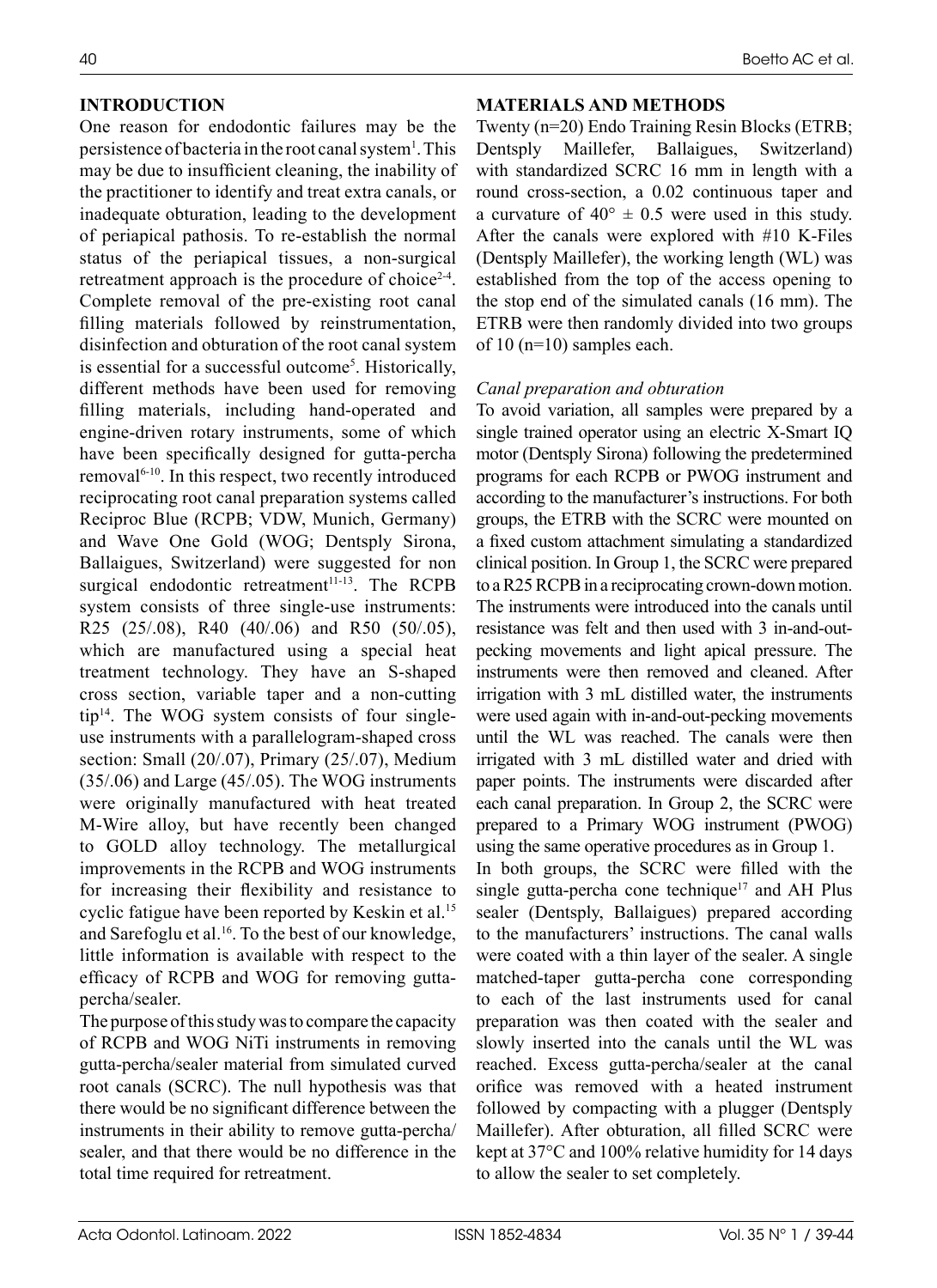## INTRODUCTION

One reason for endodontic failures may be the persistence of bacteria in the root canal system[1]. This may be due to insufficient cleaning, the inability of the practitioner to identify and treat extra canals, or inadequate obturation, leading to the development of periapical pathosis. To re-establish the normal status of the periapical tissues, a non-surgical retreatment approach is the procedure of choice[2-4]. Complete removal of the pre-existing root canal filling materials followed by reinstrumentation, disinfection and obturation of the root canal system is essential for a successful outcome[5]. Historically, different methods have been used for removing filling materials, including hand-operated and engine-driven rotary instruments, some of which have been specifically designed for gutta-percha removal[6-10]. In this respect, two recently introduced reciprocating root canal preparation systems called Reciproc Blue (RCPB; VDW, Munich, Germany) and Wave One Gold (WOG; Dentsply Sirona, Ballaigues, Switzerland) were suggested for non surgical endodontic retreatment[11-13]. The RCPB system consists of three single-use instruments: R25 (25/.08), R40 (40/.06) and R50 (50/.05), which are manufactured using a special heat treatment technology. They have an S-shaped cross section, variable taper and a non-cutting tip[14]. The WOG system consists of four single-use instruments with a parallelogram-shaped cross section: Small (20/.07), Primary (25/.07), Medium (35/.06) and Large (45/.05). The WOG instruments were originally manufactured with heat treated M-Wire alloy, but have recently been changed to GOLD alloy technology. The metallurgical improvements in the RCPB and WOG instruments for increasing their flexibility and resistance to cyclic fatigue have been reported by Keskin et al.[15] and Sarefoglu et al.[16]. To the best of our knowledge, little information is available with respect to the efficacy of RCPB and WOG for removing gutta-percha/sealer.

The purpose of this study was to compare the capacity of RCPB and WOG NiTi instruments in removing gutta-percha/sealer material from simulated curved root canals (SCRC). The null hypothesis was that there would be no significant difference between the instruments in their ability to remove gutta-percha/sealer, and that there would be no difference in the total time required for retreatment.

## MATERIALS AND METHODS

Twenty (n=20) Endo Training Resin Blocks (ETRB; Dentsply Maillefer, Ballaigues, Switzerland) with standardized SCRC 16 mm in length with a round cross-section, a 0.02 continuous taper and a curvature of $40° \pm 0.5$ were used in this study. After the canals were explored with #10 K-Files (Dentsply Maillefer), the working length (WL) was established from the top of the access opening to the stop end of the simulated canals (16 mm). The ETRB were then randomly divided into two groups of 10 (n=10) samples each.

### *Canal preparation and obturation*

To avoid variation, all samples were prepared by a single trained operator using an electric X-Smart IQ motor (Dentsply Sirona) following the predetermined programs for each RCPB or PWOG instrument and according to the manufacturer's instructions. For both groups, the ETRB with the SCRC were mounted on a fixed custom attachment simulating a standardized clinical position. In Group 1, the SCRC were prepared to a R25 RCPB in a reciprocating crown-down motion. The instruments were introduced into the canals until resistance was felt and then used with 3 in-and-out-pecking movements and light apical pressure. The instruments were then removed and cleaned. After irrigation with 3 mL distilled water, the instruments were used again with in-and-out-pecking movements until the WL was reached. The canals were then irrigated with 3 mL distilled water and dried with paper points. The instruments were discarded after each canal preparation. In Group 2, the SCRC were prepared to a Primary WOG instrument (PWOG) using the same operative procedures as in Group 1.

In both groups, the SCRC were filled with the single gutta-percha cone technique[17] and AH Plus sealer (Dentsply, Ballaigues) prepared according to the manufacturers' instructions. The canal walls were coated with a thin layer of the sealer. A single matched-taper gutta-percha cone corresponding to each of the last instruments used for canal preparation was then coated with the sealer and slowly inserted into the canals until the WL was reached. Excess gutta-percha/sealer at the canal orifice was removed with a heated instrument followed by compacting with a plugger (Dentsply Maillefer). After obturation, all filled SCRC were kept at 37°C and 100% relative humidity for 14 days to allow the sealer to set completely.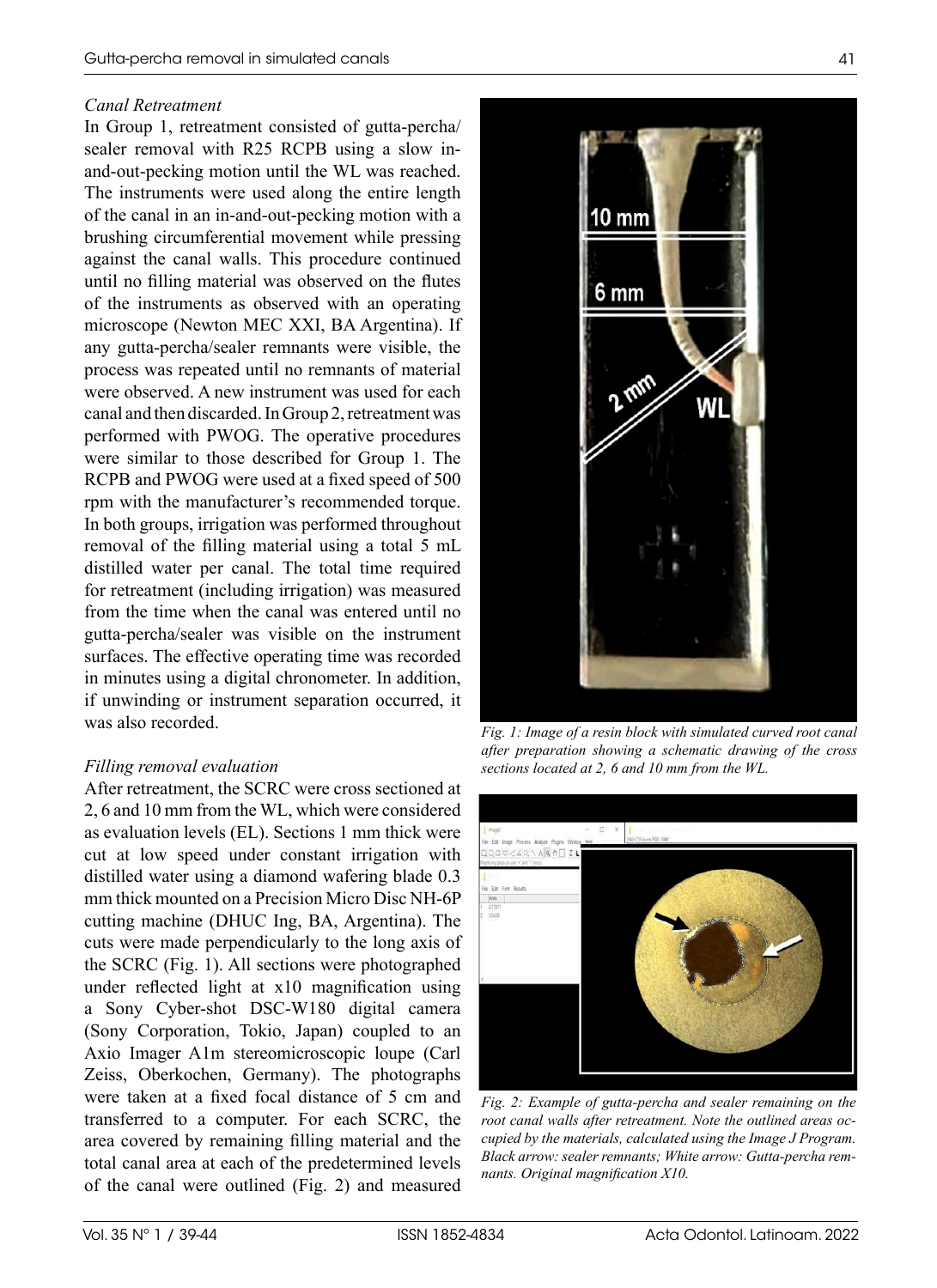*Canal Retreatment*

In Group 1, retreatment consisted of gutta-percha/sealer removal with R25 RCPB using a slow in-and-out-pecking motion until the WL was reached. The instruments were used along the entire length of the canal in an in-and-out-pecking motion with a brushing circumferential movement while pressing against the canal walls. This procedure continued until no filling material was observed on the flutes of the instruments as observed with an operating microscope (Newton MEC XXI, BA Argentina). If any gutta-percha/sealer remnants were visible, the process was repeated until no remnants of material were observed. A new instrument was used for each canal and then discarded. In Group 2, retreatment was performed with PWOG. The operative procedures were similar to those described for Group 1. The RCPB and PWOG were used at a fixed speed of 500 rpm with the manufacturer's recommended torque. In both groups, irrigation was performed throughout removal of the filling material using a total 5 mL distilled water per canal. The total time required for retreatment (including irrigation) was measured from the time when the canal was entered until no gutta-percha/sealer was visible on the instrument surfaces. The effective operating time was recorded in minutes using a digital chronometer. In addition, if unwinding or instrument separation occurred, it was also recorded.

*Filling removal evaluation*

After retreatment, the SCRC were cross sectioned at 2, 6 and 10 mm from the WL, which were considered as evaluation levels (EL). Sections 1 mm thick were cut at low speed under constant irrigation with distilled water using a diamond wafering blade 0.3 mm thick mounted on a Precision Micro Disc NH-6P cutting machine (DHUC Ing, BA, Argentina). The cuts were made perpendicularly to the long axis of the SCRC (Fig. 1). All sections were photographed under reflected light at x10 magnification using a Sony Cyber-shot DSC-W180 digital camera (Sony Corporation, Tokio, Japan) coupled to an Axio Imager A1m stereomicroscopic loupe (Carl Zeiss, Oberkochen, Germany). The photographs were taken at a fixed focal distance of 5 cm and transferred to a computer. For each SCRC, the area covered by remaining filling material and the total canal area at each of the predetermined levels of the canal were outlined (Fig. 2) and measured

*Fig. 1: Image of a resin block with simulated curved root canal after preparation showing a schematic drawing of the cross sections located at 2, 6 and 10 mm from the WL.*

*Fig. 2: Example of gutta-percha and sealer remaining on the root canal walls after retreatment. Note the outlined areas occupied by the materials, calculated using the Image J Program. Black arrow: sealer remnants; White arrow: Gutta-percha remnants. Original magnification X10.*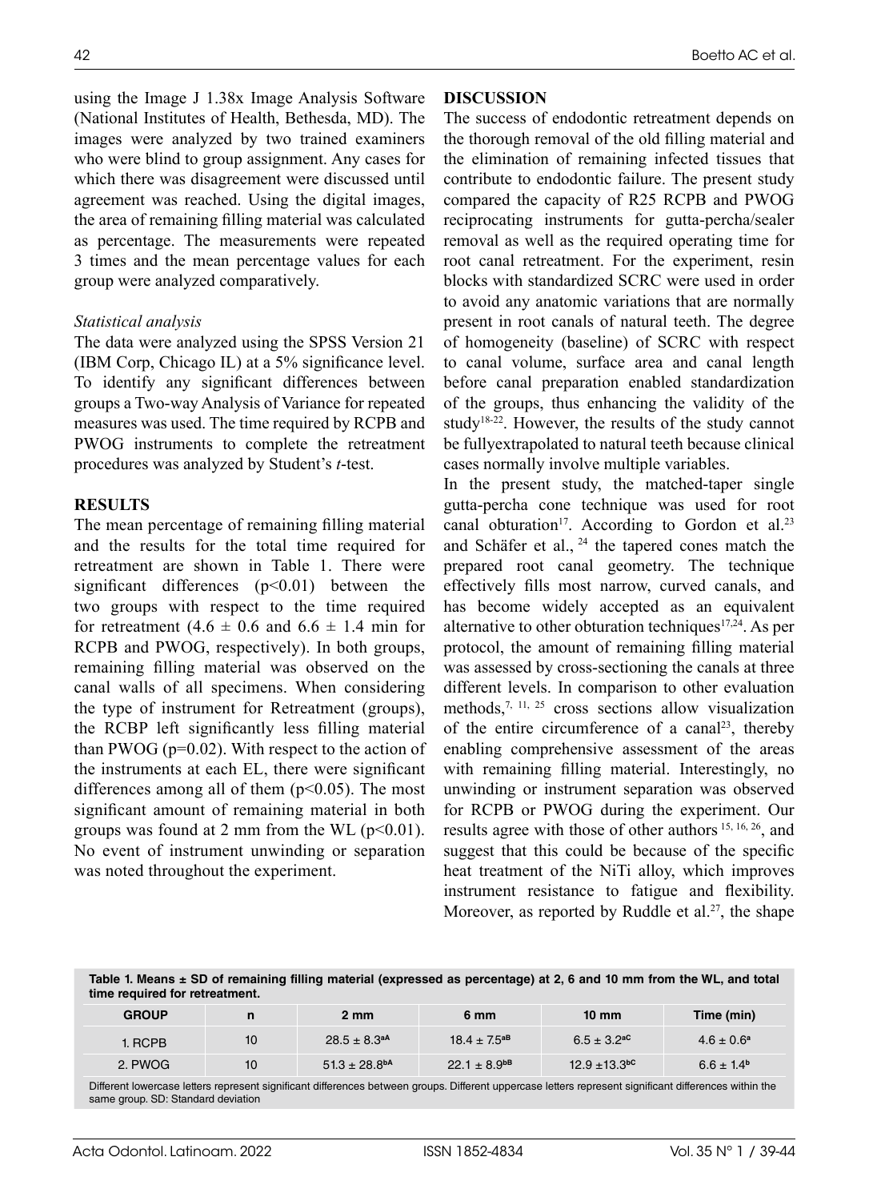using the Image J 1.38x Image Analysis Software (National Institutes of Health, Bethesda, MD). The images were analyzed by two trained examiners who were blind to group assignment. Any cases for which there was disagreement were discussed until agreement was reached. Using the digital images, the area of remaining filling material was calculated as percentage. The measurements were repeated 3 times and the mean percentage values for each group were analyzed comparatively.

*Statistical analysis*

The data were analyzed using the SPSS Version 21 (IBM Corp, Chicago IL) at a 5% significance level. To identify any significant differences between groups a Two-way Analysis of Variance for repeated measures was used. The time required by RCPB and PWOG instruments to complete the retreatment procedures was analyzed by Student's *t*-test.

## RESULTS

The mean percentage of remaining filling material and the results for the total time required for retreatment are shown in Table 1. There were significant differences ($p<0.01$) between the two groups with respect to the time required for retreatment ($4.6 \pm 0.6$ and $6.6 \pm 1.4$ min for RCPB and PWOG, respectively). In both groups, remaining filling material was observed on the canal walls of all specimens. When considering the type of instrument for Retreatment (groups), the RCBP left significantly less filling material than PWOG ($p=0.02$). With respect to the action of the instruments at each EL, there were significant differences among all of them ($p<0.05$). The most significant amount of remaining material in both groups was found at 2 mm from the WL ($p<0.01$). No event of instrument unwinding or separation was noted throughout the experiment.

## DISCUSSION

The success of endodontic retreatment depends on the thorough removal of the old filling material and the elimination of remaining infected tissues that contribute to endodontic failure. The present study compared the capacity of R25 RCPB and PWOG reciprocating instruments for gutta-percha/sealer removal as well as the required operating time for root canal retreatment. For the experiment, resin blocks with standardized SCRC were used in order to avoid any anatomic variations that are normally present in root canals of natural teeth. The degree of homogeneity (baseline) of SCRC with respect to canal volume, surface area and canal length before canal preparation enabled standardization of the groups, thus enhancing the validity of the study[18-22]. However, the results of the study cannot be fullyextrapolated to natural teeth because clinical cases normally involve multiple variables.

In the present study, the matched-taper single gutta-percha cone technique was used for root canal obturation[17]. According to Gordon et al.[23] and Schäfer et al., [24] the tapered cones match the prepared root canal geometry. The technique effectively fills most narrow, curved canals, and has become widely accepted as an equivalent alternative to other obturation techniques[17,24]. As per protocol, the amount of remaining filling material was assessed by cross-sectioning the canals at three different levels. In comparison to other evaluation methods,[7, 11, 25] cross sections allow visualization of the entire circumference of a canal[23], thereby enabling comprehensive assessment of the areas with remaining filling material. Interestingly, no unwinding or instrument separation was observed for RCPB or PWOG during the experiment. Our results agree with those of other authors [15, 16, 26], and suggest that this could be because of the specific heat treatment of the NiTi alloy, which improves instrument resistance to fatigue and flexibility. Moreover, as reported by Ruddle et al.[27], the shape

**Table 1. Means ± SD of remaining filling material (expressed as percentage) at 2, 6 and 10 mm from the WL, and total time required for retreatment.**

| GROUP | n | 2 mm | 6 mm | 10 mm | Time (min) |
|---|---|---|---|---|---|
| 1. RCPB | 10 | $28.5 \pm 8.3^{aA}$ | $18.4 \pm 7.5^{aB}$ | $6.5 \pm 3.2^{aC}$ | $4.6 \pm 0.6^{a}$ |
| 2. PWOG | 10 | $51.3 \pm 28.8^{bA}$ | $22.1 \pm 8.9^{bB}$ | $12.9 \pm 13.3^{bC}$ | $6.6 \pm 1.4^{b}$ |

Different lowercase letters represent significant differences between groups. Different uppercase letters represent significant differences within the same group. SD: Standard deviation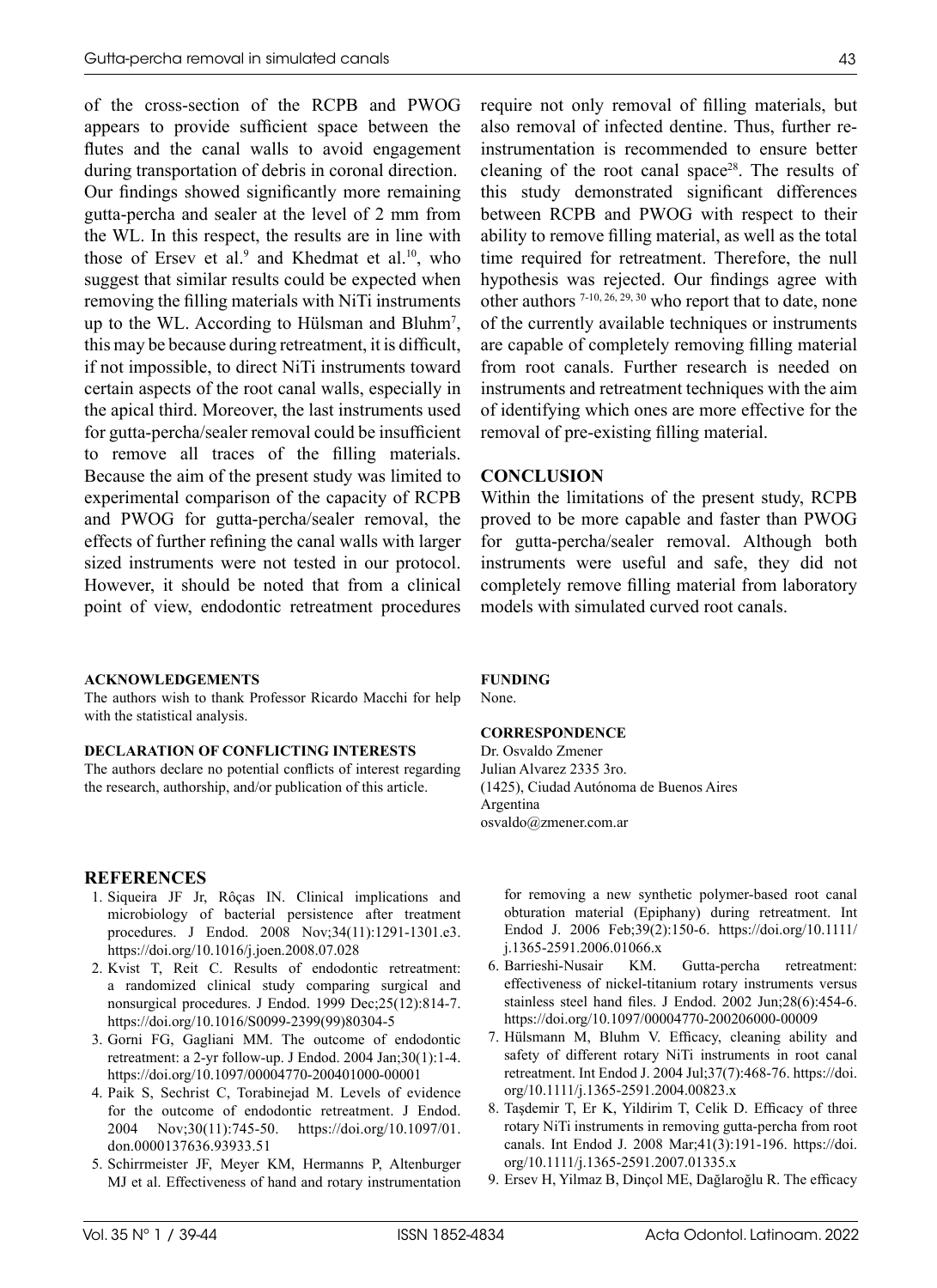of the cross-section of the RCPB and PWOG appears to provide sufficient space between the flutes and the canal walls to avoid engagement during transportation of debris in coronal direction. Our findings showed significantly more remaining gutta-percha and sealer at the level of 2 mm from the WL. In this respect, the results are in line with those of Ersev et al.[9] and Khedmat et al.[10], who suggest that similar results could be expected when removing the filling materials with NiTi instruments up to the WL. According to Hülsman and Bluhm[7], this may be because during retreatment, it is difficult, if not impossible, to direct NiTi instruments toward certain aspects of the root canal walls, especially in the apical third. Moreover, the last instruments used for gutta-percha/sealer removal could be insufficient to remove all traces of the filling materials. Because the aim of the present study was limited to experimental comparison of the capacity of RCPB and PWOG for gutta-percha/sealer removal, the effects of further refining the canal walls with larger sized instruments were not tested in our protocol. However, it should be noted that from a clinical point of view, endodontic retreatment procedures require not only removal of filling materials, but also removal of infected dentine. Thus, further re-instrumentation is recommended to ensure better cleaning of the root canal space[28]. The results of this study demonstrated significant differences between RCPB and PWOG with respect to their ability to remove filling material, as well as the total time required for retreatment. Therefore, the null hypothesis was rejected. Our findings agree with other authors [7-10, 26, 29, 30] who report that to date, none of the currently available techniques or instruments are capable of completely removing filling material from root canals. Further research is needed on instruments and retreatment techniques with the aim of identifying which ones are more effective for the removal of pre-existing filling material.

## CONCLUSION

Within the limitations of the present study, RCPB proved to be more capable and faster than PWOG for gutta-percha/sealer removal. Although both instruments were useful and safe, they did not completely remove filling material from laboratory models with simulated curved root canals.

#### ACKNOWLEDGEMENTS

The authors wish to thank Professor Ricardo Macchi for help with the statistical analysis.

#### DECLARATION OF CONFLICTING INTERESTS

The authors declare no potential conflicts of interest regarding the research, authorship, and/or publication of this article.

#### FUNDING

None.

#### CORRESPONDENCE

Dr. Osvaldo Zmener
Julian Alvarez 2335 3ro.
(1425), Ciudad Autónoma de Buenos Aires
Argentina
osvaldo@zmener.com.ar

## REFERENCES

1. Siqueira JF Jr, Rôças IN. Clinical implications and microbiology of bacterial persistence after treatment procedures. J Endod. 2008 Nov;34(11):1291-1301.e3. https://doi.org/10.1016/j.joen.2008.07.028
2. Kvist T, Reit C. Results of endodontic retreatment: a randomized clinical study comparing surgical and nonsurgical procedures. J Endod. 1999 Dec;25(12):814-7. https://doi.org/10.1016/S0099-2399(99)80304-5
3. Gorni FG, Gagliani MM. The outcome of endodontic retreatment: a 2-yr follow-up. J Endod. 2004 Jan;30(1):1-4. https://doi.org/10.1097/00004770-200401000-00001
4. Paik S, Sechrist C, Torabinejad M. Levels of evidence for the outcome of endodontic retreatment. J Endod. 2004 Nov;30(11):745-50. https://doi.org/10.1097/01.don.0000137636.93933.51
5. Schirrmeister JF, Meyer KM, Hermanns P, Altenburger MJ et al. Effectiveness of hand and rotary instrumentation for removing a new synthetic polymer-based root canal obturation material (Epiphany) during retreatment. Int Endod J. 2006 Feb;39(2):150-6. https://doi.org/10.1111/j.1365-2591.2006.01066.x
6. Barrieshi-Nusair KM. Gutta-percha retreatment: effectiveness of nickel-titanium rotary instruments versus stainless steel hand files. J Endod. 2002 Jun;28(6):454-6. https://doi.org/10.1097/00004770-200206000-00009
7. Hülsmann M, Bluhm V. Efficacy, cleaning ability and safety of different rotary NiTi instruments in root canal retreatment. Int Endod J. 2004 Jul;37(7):468-76. https://doi.org/10.1111/j.1365-2591.2004.00823.x
8. Taşdemir T, Er K, Yildirim T, Celik D. Efficacy of three rotary NiTi instruments in removing gutta-percha from root canals. Int Endod J. 2008 Mar;41(3):191-196. https://doi.org/10.1111/j.1365-2591.2007.01335.x
9. Ersev H, Yilmaz B, Dinçol ME, Dağlaroğlu R. The efficacy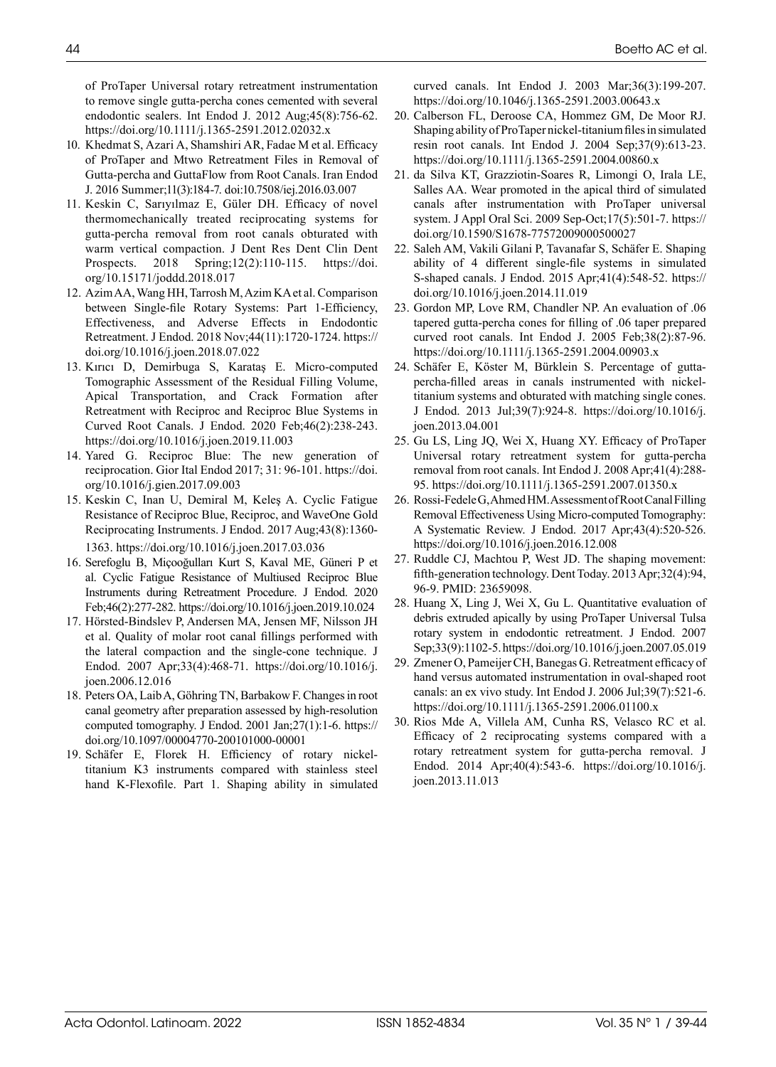of ProTaper Universal rotary retreatment instrumentation to remove single gutta-percha cones cemented with several endodontic sealers. Int Endod J. 2012 Aug;45(8):756-62. https://doi.org/10.1111/j.1365-2591.2012.02032.x

10. Khedmat S, Azari A, Shamshiri AR, Fadae M et al. Efficacy of ProTaper and Mtwo Retreatment Files in Removal of Gutta-percha and GuttaFlow from Root Canals. Iran Endod J. 2016 Summer;11(3):184-7. doi:10.7508/iej.2016.03.007
11. Keskin C, Sarıyılmaz E, Güler DH. Efficacy of novel thermomechanically treated reciprocating systems for gutta-percha removal from root canals obturated with warm vertical compaction. J Dent Res Dent Clin Dent Prospects. 2018 Spring;12(2):110-115. https://doi.org/10.15171/joddd.2018.017
12. Azim AA, Wang HH, Tarrosh M, Azim KA et al. Comparison between Single-file Rotary Systems: Part 1-Efficiency, Effectiveness, and Adverse Effects in Endodontic Retreatment. J Endod. 2018 Nov;44(11):1720-1724. https://doi.org/10.1016/j.joen.2018.07.022
13. Kırıcı D, Demirbuga S, Karataş E. Micro-computed Tomographic Assessment of the Residual Filling Volume, Apical Transportation, and Crack Formation after Retreatment with Reciproc and Reciproc Blue Systems in Curved Root Canals. J Endod. 2020 Feb;46(2):238-243. https://doi.org/10.1016/j.joen.2019.11.003
14. Yared G. Reciproc Blue: The new generation of reciprocation. Gior Ital Endod 2017; 31: 96-101. https://doi.org/10.1016/j.gien.2017.09.003
15. Keskin C, Inan U, Demiral M, Keleş A. Cyclic Fatigue Resistance of Reciproc Blue, Reciproc, and WaveOne Gold Reciprocating Instruments. J Endod. 2017 Aug;43(8):1360-1363. https://doi.org/10.1016/j.joen.2017.03.036
16. Serefoglu B, Miçooğulları Kurt S, Kaval ME, Güneri P et al. Cyclic Fatigue Resistance of Multiused Reciproc Blue Instruments during Retreatment Procedure. J Endod. 2020 Feb;46(2):277-282. https://doi.org/10.1016/j.joen.2019.10.024
17. Hörsted-Bindslev P, Andersen MA, Jensen MF, Nilsson JH et al. Quality of molar root canal fillings performed with the lateral compaction and the single-cone technique. J Endod. 2007 Apr;33(4):468-71. https://doi.org/10.1016/j.joen.2006.12.016
18. Peters OA, Laib A, Göhring TN, Barbakow F. Changes in root canal geometry after preparation assessed by high-resolution computed tomography. J Endod. 2001 Jan;27(1):1-6. https://doi.org/10.1097/00004770-200101000-00001
19. Schäfer E, Florek H. Efficiency of rotary nickel-titanium K3 instruments compared with stainless steel hand K-Flexofile. Part 1. Shaping ability in simulated curved canals. Int Endod J. 2003 Mar;36(3):199-207. https://doi.org/10.1046/j.1365-2591.2003.00643.x
20. Calberson FL, Deroose CA, Hommez GM, De Moor RJ. Shaping ability of ProTaper nickel-titanium files in simulated resin root canals. Int Endod J. 2004 Sep;37(9):613-23. https://doi.org/10.1111/j.1365-2591.2004.00860.x
21. da Silva KT, Grazziotin-Soares R, Limongi O, Irala LE, Salles AA. Wear promoted in the apical third of simulated canals after instrumentation with ProTaper universal system. J Appl Oral Sci. 2009 Sep-Oct;17(5):501-7. https://doi.org/10.1590/S1678-77572009000500027
22. Saleh AM, Vakili Gilani P, Tavanafar S, Schäfer E. Shaping ability of 4 different single-file systems in simulated S-shaped canals. J Endod. 2015 Apr;41(4):548-52. https://doi.org/10.1016/j.joen.2014.11.019
23. Gordon MP, Love RM, Chandler NP. An evaluation of .06 tapered gutta-percha cones for filling of .06 taper prepared curved root canals. Int Endod J. 2005 Feb;38(2):87-96. https://doi.org/10.1111/j.1365-2591.2004.00903.x
24. Schäfer E, Köster M, Bürklein S. Percentage of gutta-percha-filled areas in canals instrumented with nickel-titanium systems and obturated with matching single cones. J Endod. 2013 Jul;39(7):924-8. https://doi.org/10.1016/j.joen.2013.04.001
25. Gu LS, Ling JQ, Wei X, Huang XY. Efficacy of ProTaper Universal rotary retreatment system for gutta-percha removal from root canals. Int Endod J. 2008 Apr;41(4):288-95. https://doi.org/10.1111/j.1365-2591.2007.01350.x
26. Rossi-Fedele G, Ahmed HM. Assessment of Root Canal Filling Removal Effectiveness Using Micro-computed Tomography: A Systematic Review. J Endod. 2017 Apr;43(4):520-526. https://doi.org/10.1016/j.joen.2016.12.008
27. Ruddle CJ, Machtou P, West JD. The shaping movement: fifth-generation technology. Dent Today. 2013 Apr;32(4):94, 96-9. PMID: 23659098.
28. Huang X, Ling J, Wei X, Gu L. Quantitative evaluation of debris extruded apically by using ProTaper Universal Tulsa rotary system in endodontic retreatment. J Endod. 2007 Sep;33(9):1102-5. https://doi.org/10.1016/j.joen.2007.05.019
29. Zmener O, Pameijer CH, Banegas G. Retreatment efficacy of hand versus automated instrumentation in oval-shaped root canals: an ex vivo study. Int Endod J. 2006 Jul;39(7):521-6. https://doi.org/10.1111/j.1365-2591.2006.01100.x
30. Rios Mde A, Villela AM, Cunha RS, Velasco RC et al. Efficacy of 2 reciprocating systems compared with a rotary retreatment system for gutta-percha removal. J Endod. 2014 Apr;40(4):543-6. https://doi.org/10.1016/j.joen.2013.11.013